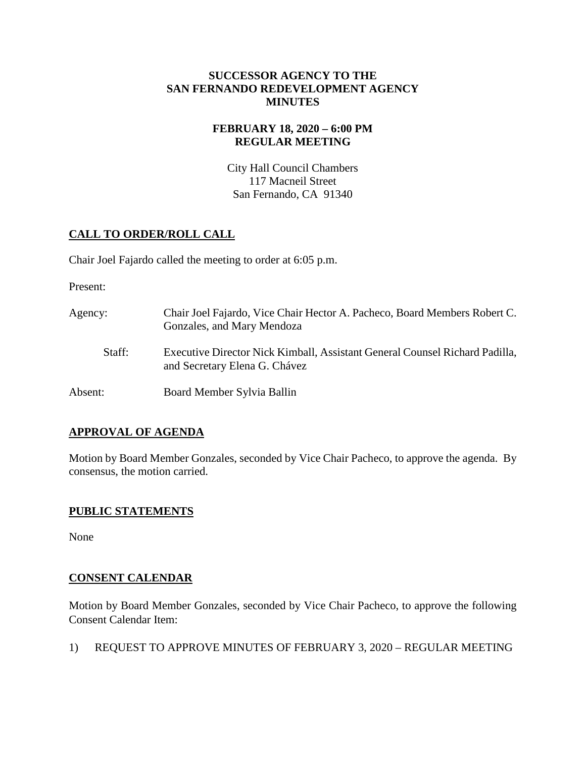**SUCCESSOR AGENCY TO THE**
**SAN FERNANDO REDEVELOPMENT AGENCY**
**MINUTES**

**FEBRUARY 18, 2020 – 6:00 PM**
**REGULAR MEETING**

City Hall Council Chambers
117 Macneil Street
San Fernando, CA 91340

## CALL TO ORDER/ROLL CALL

Chair Joel Fajardo called the meeting to order at 6:05 p.m.

Present:

Agency: Chair Joel Fajardo, Vice Chair Hector A. Pacheco, Board Members Robert C. Gonzales, and Mary Mendoza

Staff: Executive Director Nick Kimball, Assistant General Counsel Richard Padilla, and Secretary Elena G. Chávez

Absent: Board Member Sylvia Ballin

## APPROVAL OF AGENDA

Motion by Board Member Gonzales, seconded by Vice Chair Pacheco, to approve the agenda. By consensus, the motion carried.

## PUBLIC STATEMENTS

None

## CONSENT CALENDAR

Motion by Board Member Gonzales, seconded by Vice Chair Pacheco, to approve the following Consent Calendar Item:

1) REQUEST TO APPROVE MINUTES OF FEBRUARY 3, 2020 – REGULAR MEETING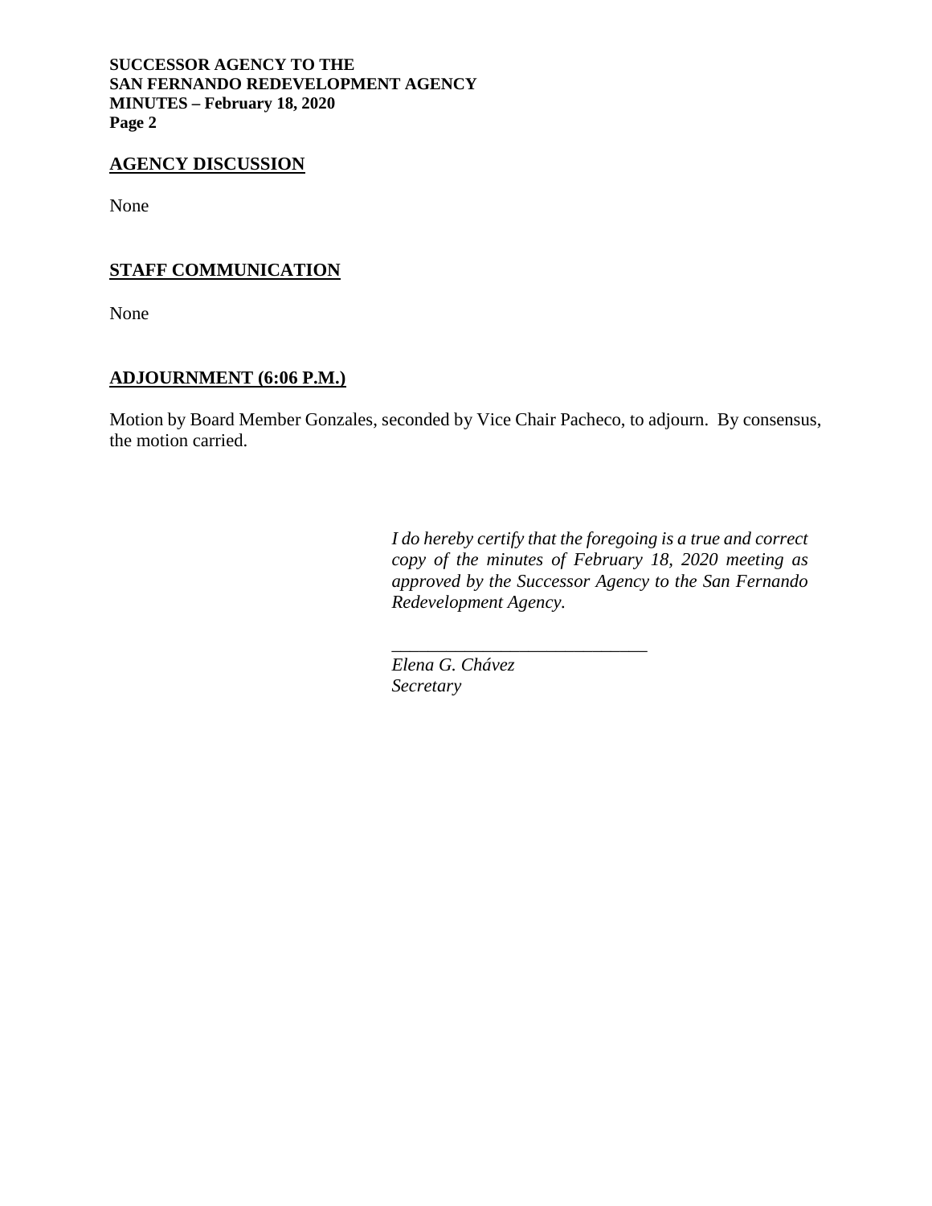## AGENCY DISCUSSION

None

## STAFF COMMUNICATION

None

## ADJOURNMENT (6:06 P.M.)

Motion by Board Member Gonzales, seconded by Vice Chair Pacheco, to adjourn. By consensus, the motion carried.

*I do hereby certify that the foregoing is a true and correct copy of the minutes of February 18, 2020 meeting as approved by the Successor Agency to the San Fernando Redevelopment Agency.*

\_\_\_\_\_\_\_\_\_\_\_\_\_\_\_\_\_\_\_\_\_\_\_\_\_\_\_\_

*Elena G. Chávez*
*Secretary*